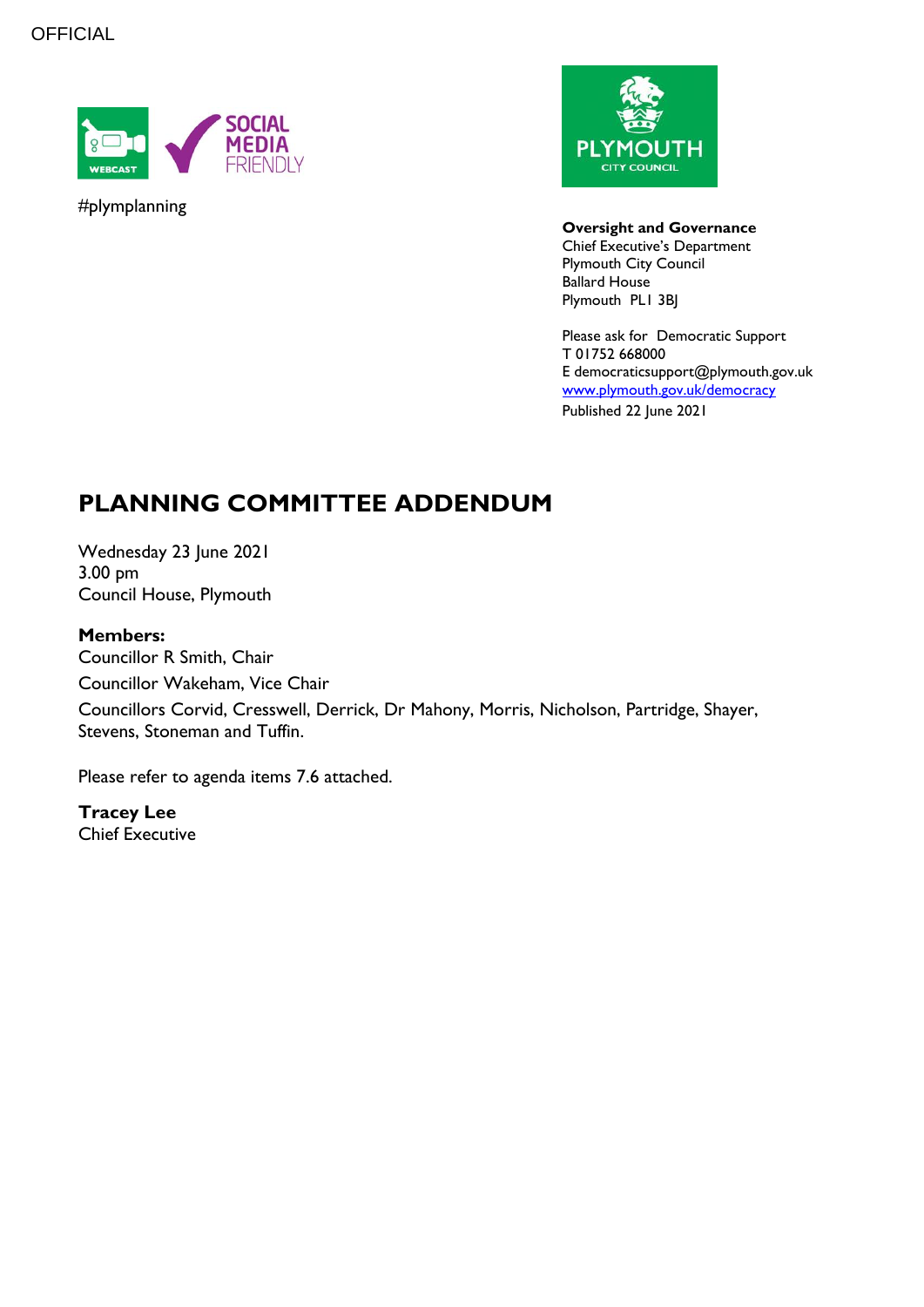OFFICIAL

#plymplanning

**Oversight and Governance**
Chief Executive's Department
Plymouth City Council
Ballard House
Plymouth PL1 3BJ

Please ask for Democratic Support
T 01752 668000
E democraticsupport@plymouth.gov.uk
[www.plymouth.gov.uk/democracy](http://www.plymouth.gov.uk/democracy)
Published 22 June 2021

# PLANNING COMMITTEE ADDENDUM

Wednesday 23 June 2021
3.00 pm
Council House, Plymouth

**Members:**

Councillor R Smith, Chair

Councillor Wakeham, Vice Chair

Councillors Corvid, Cresswell, Derrick, Dr Mahony, Morris, Nicholson, Partridge, Shayer, Stevens, Stoneman and Tuffin.

Please refer to agenda items 7.6 attached.

**Tracey Lee**
Chief Executive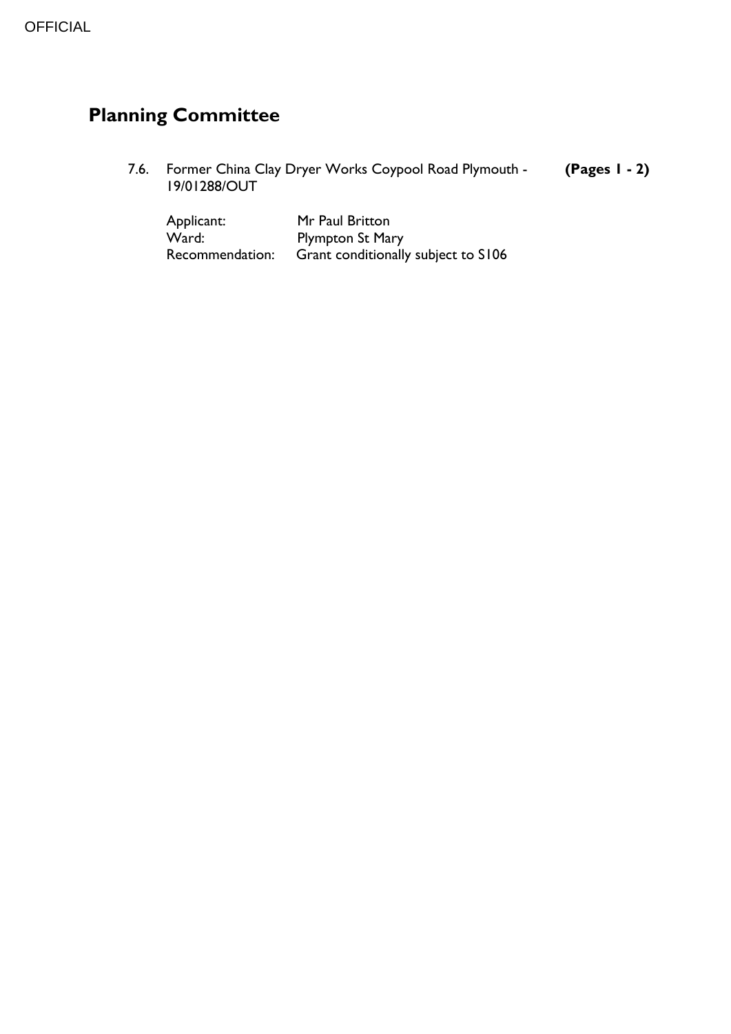OFFICIAL

# Planning Committee

7.6. Former China Clay Dryer Works Coypool Road Plymouth - 19/01288/OUT **(Pages 1 - 2)**

| | |
|---|---|
| Applicant: | Mr Paul Britton |
| Ward: | Plympton St Mary |
| Recommendation: | Grant conditionally subject to S106 |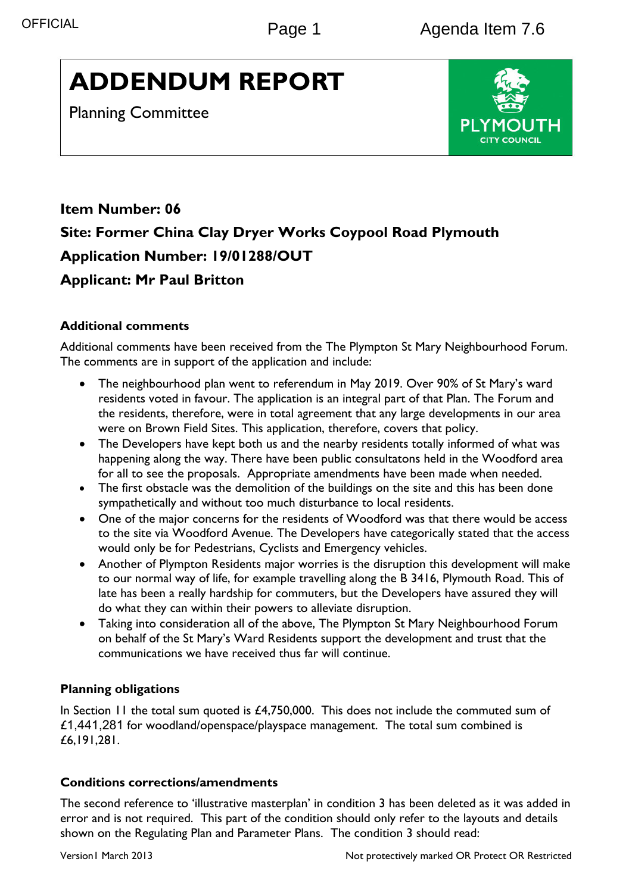# ADDENDUM REPORT

Planning Committee

**Item Number: 06**

**Site: Former China Clay Dryer Works Coypool Road Plymouth**

**Application Number: 19/01288/OUT**

**Applicant: Mr Paul Britton**

### Additional comments

Additional comments have been received from the The Plympton St Mary Neighbourhood Forum. The comments are in support of the application and include:

- The neighbourhood plan went to referendum in May 2019. Over 90% of St Mary's ward residents voted in favour. The application is an integral part of that Plan. The Forum and the residents, therefore, were in total agreement that any large developments in our area were on Brown Field Sites. This application, therefore, covers that policy.
- The Developers have kept both us and the nearby residents totally informed of what was happening along the way. There have been public consultatons held in the Woodford area for all to see the proposals. Appropriate amendments have been made when needed.
- The first obstacle was the demolition of the buildings on the site and this has been done sympathetically and without too much disturbance to local residents.
- One of the major concerns for the residents of Woodford was that there would be access to the site via Woodford Avenue. The Developers have categorically stated that the access would only be for Pedestrians, Cyclists and Emergency vehicles.
- Another of Plympton Residents major worries is the disruption this development will make to our normal way of life, for example travelling along the B 3416, Plymouth Road. This of late has been a really hardship for commuters, but the Developers have assured they will do what they can within their powers to alleviate disruption.
- Taking into consideration all of the above, The Plympton St Mary Neighbourhood Forum on behalf of the St Mary's Ward Residents support the development and trust that the communications we have received thus far will continue.

### Planning obligations

In Section 11 the total sum quoted is £4,750,000. This does not include the commuted sum of £1,441,281 for woodland/openspace/playspace management. The total sum combined is £6,191,281.

### Conditions corrections/amendments

The second reference to 'illustrative masterplan' in condition 3 has been deleted as it was added in error and is not required. This part of the condition should only refer to the layouts and details shown on the Regulating Plan and Parameter Plans. The condition 3 should read: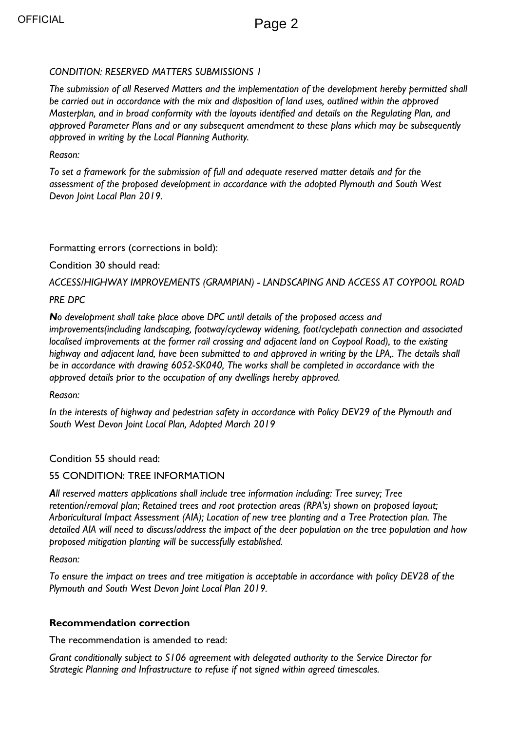*CONDITION: RESERVED MATTERS SUBMISSIONS 1*

*The submission of all Reserved Matters and the implementation of the development hereby permitted shall be carried out in accordance with the mix and disposition of land uses, outlined within the approved Masterplan, and in broad conformity with the layouts identified and details on the Regulating Plan, and approved Parameter Plans and or any subsequent amendment to these plans which may be subsequently approved in writing by the Local Planning Authority.*

*Reason:*

*To set a framework for the submission of full and adequate reserved matter details and for the assessment of the proposed development in accordance with the adopted Plymouth and South West Devon Joint Local Plan 2019.*

Formatting errors (corrections in bold):

Condition 30 should read:

*ACCESS/HIGHWAY IMPROVEMENTS (GRAMPIAN) - LANDSCAPING AND ACCESS AT COYPOOL ROAD*

*PRE DPC*

***N**o development shall take place above DPC until details of the proposed access and improvements(including landscaping, footway/cycleway widening, foot/cyclepath connection and associated localised improvements at the former rail crossing and adjacent land on Coypool Road), to the existing highway and adjacent land, have been submitted to and approved in writing by the LPA,. The details shall be in accordance with drawing 6052-SK040, The works shall be completed in accordance with the approved details prior to the occupation of any dwellings hereby approved.*

*Reason:*

*In the interests of highway and pedestrian safety in accordance with Policy DEV29 of the Plymouth and South West Devon Joint Local Plan, Adopted March 2019*

Condition 55 should read:

55 CONDITION: TREE INFORMATION

***A**ll reserved matters applications shall include tree information including: Tree survey; Tree retention/removal plan; Retained trees and root protection areas (RPA's) shown on proposed layout; Arboricultural Impact Assessment (AIA); Location of new tree planting and a Tree Protection plan. The detailed AIA will need to discuss/address the impact of the deer population on the tree population and how proposed mitigation planting will be successfully established.*

*Reason:*

*To ensure the impact on trees and tree mitigation is acceptable in accordance with policy DEV28 of the Plymouth and South West Devon Joint Local Plan 2019.*

**Recommendation correction**

The recommendation is amended to read:

*Grant conditionally subject to S106 agreement with delegated authority to the Service Director for Strategic Planning and Infrastructure to refuse if not signed within agreed timescales.*